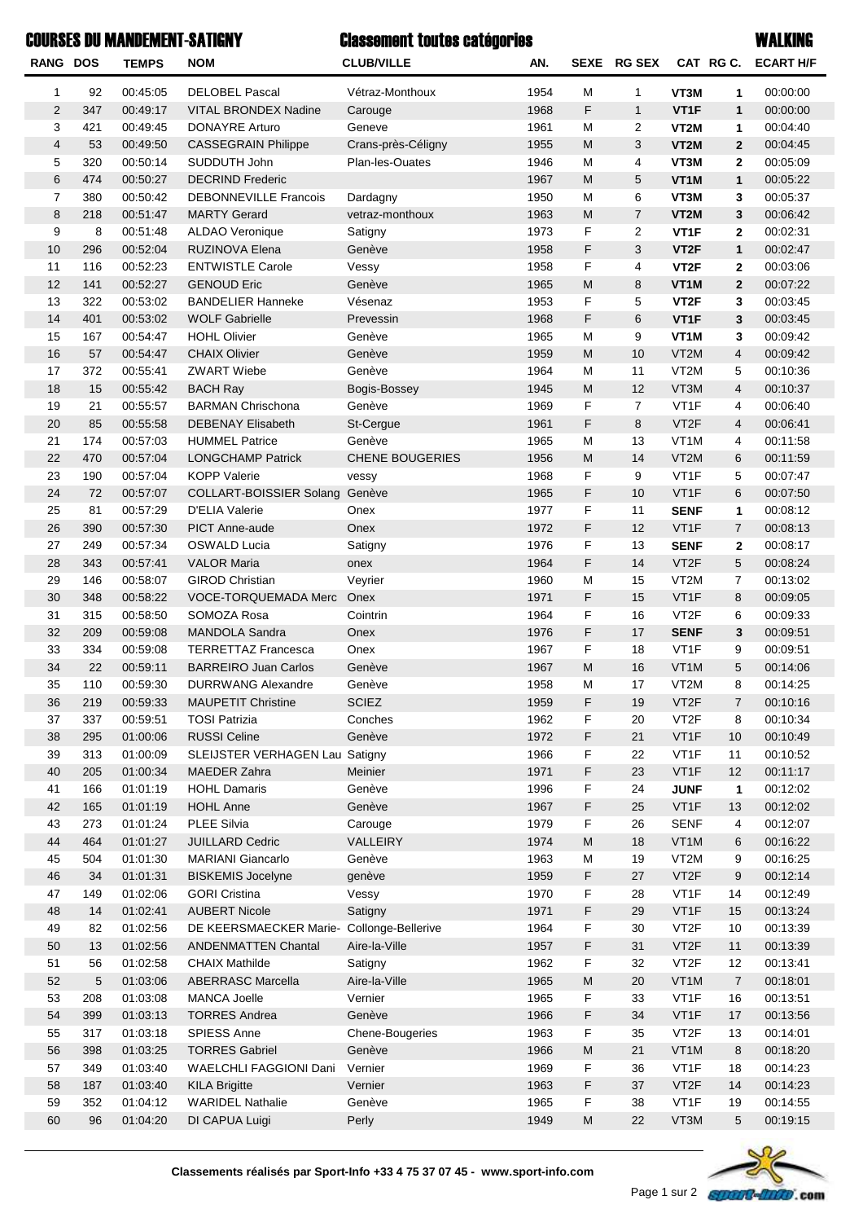# COURSES DU MANDEMENT-SATIGNY

## Classement toutes catégories

## WALKING

| RANG | DOS | TEMPS | NOM | CLUB/VILLE | AN. | SEXE | RG SEX | CAT | RG C. | ECART H/F |
|---|---|---|---|---|---|---|---|---|---|---|
| 1 | 92 | 00:45:05 | DELOBEL Pascal | Vétraz-Monthoux | 1954 | M | 1 | **VT3M** | **1** | 00:00:00 |
| 2 | 347 | 00:49:17 | VITAL BRONDEX Nadine | Carouge | 1968 | F | 1 | **VT1F** | **1** | 00:00:00 |
| 3 | 421 | 00:49:45 | DONAYRE Arturo | Geneve | 1961 | M | 2 | **VT2M** | **1** | 00:04:40 |
| 4 | 53 | 00:49:50 | CASSEGRAIN Philippe | Crans-près-Céligny | 1955 | M | 3 | **VT2M** | **2** | 00:04:45 |
| 5 | 320 | 00:50:14 | SUDDUTH John | Plan-les-Ouates | 1946 | M | 4 | **VT3M** | **2** | 00:05:09 |
| 6 | 474 | 00:50:27 | DECRIND Frederic | | 1967 | M | 5 | **VT1M** | **1** | 00:05:22 |
| 7 | 380 | 00:50:42 | DEBONNEVILLE Francois | Dardagny | 1950 | M | 6 | **VT3M** | **3** | 00:05:37 |
| 8 | 218 | 00:51:47 | MARTY Gerard | vetraz-monthoux | 1963 | M | 7 | **VT2M** | **3** | 00:06:42 |
| 9 | 8 | 00:51:48 | ALDAO Veronique | Satigny | 1973 | F | 2 | **VT1F** | **2** | 00:02:31 |
| 10 | 296 | 00:52:04 | RUZINOVA Elena | Genève | 1958 | F | 3 | **VT2F** | **1** | 00:02:47 |
| 11 | 116 | 00:52:23 | ENTWISTLE Carole | Vessy | 1958 | F | 4 | **VT2F** | **2** | 00:03:06 |
| 12 | 141 | 00:52:27 | GENOUD Eric | Genève | 1965 | M | 8 | **VT1M** | **2** | 00:07:22 |
| 13 | 322 | 00:53:02 | BANDELIER Hanneke | Vésenaz | 1953 | F | 5 | **VT2F** | **3** | 00:03:45 |
| 14 | 401 | 00:53:02 | WOLF Gabrielle | Prevessin | 1968 | F | 6 | **VT1F** | **3** | 00:03:45 |
| 15 | 167 | 00:54:47 | HOHL Olivier | Genève | 1965 | M | 9 | **VT1M** | **3** | 00:09:42 |
| 16 | 57 | 00:54:47 | CHAIX Olivier | Genève | 1959 | M | 10 | VT2M | 4 | 00:09:42 |
| 17 | 372 | 00:55:41 | ZWART Wiebe | Genève | 1964 | M | 11 | VT2M | 5 | 00:10:36 |
| 18 | 15 | 00:55:42 | BACH Ray | Bogis-Bossey | 1945 | M | 12 | VT3M | 4 | 00:10:37 |
| 19 | 21 | 00:55:57 | BARMAN Chrischona | Genève | 1969 | F | 7 | VT1F | 4 | 00:06:40 |
| 20 | 85 | 00:55:58 | DEBENAY Elisabeth | St-Cergue | 1961 | F | 8 | VT2F | 4 | 00:06:41 |
| 21 | 174 | 00:57:03 | HUMMEL Patrice | Genève | 1965 | M | 13 | VT1M | 4 | 00:11:58 |
| 22 | 470 | 00:57:04 | LONGCHAMP Patrick | CHENE BOUGERIES | 1956 | M | 14 | VT2M | 6 | 00:11:59 |
| 23 | 190 | 00:57:04 | KOPP Valerie | vessy | 1968 | F | 9 | VT1F | 5 | 00:07:47 |
| 24 | 72 | 00:57:07 | COLLART-BOISSIER Solang | Genève | 1965 | F | 10 | VT1F | 6 | 00:07:50 |
| 25 | 81 | 00:57:29 | D'ELIA Valerie | Onex | 1977 | F | 11 | **SENF** | **1** | 00:08:12 |
| 26 | 390 | 00:57:30 | PICT Anne-aude | Onex | 1972 | F | 12 | VT1F | 7 | 00:08:13 |
| 27 | 249 | 00:57:34 | OSWALD Lucia | Satigny | 1976 | F | 13 | **SENF** | **2** | 00:08:17 |
| 28 | 343 | 00:57:41 | VALOR Maria | onex | 1964 | F | 14 | VT2F | 5 | 00:08:24 |
| 29 | 146 | 00:58:07 | GIROD Christian | Veyrier | 1960 | M | 15 | VT2M | 7 | 00:13:02 |
| 30 | 348 | 00:58:22 | VOCE-TORQUEMADA Merc | Onex | 1971 | F | 15 | VT1F | 8 | 00:09:05 |
| 31 | 315 | 00:58:50 | SOMOZA Rosa | Cointrin | 1964 | F | 16 | VT2F | 6 | 00:09:33 |
| 32 | 209 | 00:59:08 | MANDOLA Sandra | Onex | 1976 | F | 17 | **SENF** | **3** | 00:09:51 |
| 33 | 334 | 00:59:08 | TERRETTAZ Francesca | Onex | 1967 | F | 18 | VT1F | 9 | 00:09:51 |
| 34 | 22 | 00:59:11 | BARREIRO Juan Carlos | Genève | 1967 | M | 16 | VT1M | 5 | 00:14:06 |
| 35 | 110 | 00:59:30 | DURRWANG Alexandre | Genève | 1958 | M | 17 | VT2M | 8 | 00:14:25 |
| 36 | 219 | 00:59:33 | MAUPETIT Christine | SCIEZ | 1959 | F | 19 | VT2F | 7 | 00:10:16 |
| 37 | 337 | 00:59:51 | TOSI Patrizia | Conches | 1962 | F | 20 | VT2F | 8 | 00:10:34 |
| 38 | 295 | 01:00:06 | RUSSI Celine | Genève | 1972 | F | 21 | VT1F | 10 | 00:10:49 |
| 39 | 313 | 01:00:09 | SLEIJSTER VERHAGEN Lau | Satigny | 1966 | F | 22 | VT1F | 11 | 00:10:52 |
| 40 | 205 | 01:00:34 | MAEDER Zahra | Meinier | 1971 | F | 23 | VT1F | 12 | 00:11:17 |
| 41 | 166 | 01:01:19 | HOHL Damaris | Genève | 1996 | F | 24 | **JUNF** | **1** | 00:12:02 |
| 42 | 165 | 01:01:19 | HOHL Anne | Genève | 1967 | F | 25 | VT1F | 13 | 00:12:02 |
| 43 | 273 | 01:01:24 | PLEE Silvia | Carouge | 1979 | F | 26 | SENF | 4 | 00:12:07 |
| 44 | 464 | 01:01:27 | JUILLARD Cedric | VALLEIRY | 1974 | M | 18 | VT1M | 6 | 00:16:22 |
| 45 | 504 | 01:01:30 | MARIANI Giancarlo | Genève | 1963 | M | 19 | VT2M | 9 | 00:16:25 |
| 46 | 34 | 01:01:31 | BISKEMIS Jocelyne | genève | 1959 | F | 27 | VT2F | 9 | 00:12:14 |
| 47 | 149 | 01:02:06 | GORI Cristina | Vessy | 1970 | F | 28 | VT1F | 14 | 00:12:49 |
| 48 | 14 | 01:02:41 | AUBERT Nicole | Satigny | 1971 | F | 29 | VT1F | 15 | 00:13:24 |
| 49 | 82 | 01:02:56 | DE KEERSMAECKER Marie- | Collonge-Bellerive | 1964 | F | 30 | VT2F | 10 | 00:13:39 |
| 50 | 13 | 01:02:56 | ANDENMATTEN Chantal | Aire-la-Ville | 1957 | F | 31 | VT2F | 11 | 00:13:39 |
| 51 | 56 | 01:02:58 | CHAIX Mathilde | Satigny | 1962 | F | 32 | VT2F | 12 | 00:13:41 |
| 52 | 5 | 01:03:06 | ABERRASC Marcella | Aire-la-Ville | 1965 | M | 20 | VT1M | 7 | 00:18:01 |
| 53 | 208 | 01:03:08 | MANCA Joelle | Vernier | 1965 | F | 33 | VT1F | 16 | 00:13:51 |
| 54 | 399 | 01:03:13 | TORRES Andrea | Genève | 1966 | F | 34 | VT1F | 17 | 00:13:56 |
| 55 | 317 | 01:03:18 | SPIESS Anne | Chene-Bougeries | 1963 | F | 35 | VT2F | 13 | 00:14:01 |
| 56 | 398 | 01:03:25 | TORRES Gabriel | Genève | 1966 | M | 21 | VT1M | 8 | 00:18:20 |
| 57 | 349 | 01:03:40 | WAELCHLI FAGGIONI Dani | Vernier | 1969 | F | 36 | VT1F | 18 | 00:14:23 |
| 58 | 187 | 01:03:40 | KILA Brigitte | Vernier | 1963 | F | 37 | VT2F | 14 | 00:14:23 |
| 59 | 352 | 01:04:12 | WARIDEL Nathalie | Genève | 1965 | F | 38 | VT1F | 19 | 00:14:55 |
| 60 | 96 | 01:04:20 | DI CAPUA Luigi | Perly | 1949 | M | 22 | VT3M | 5 | 00:19:15 |

**Classements réalisés par Sport-Info +33 4 75 37 07 45 - www.sport-info.com**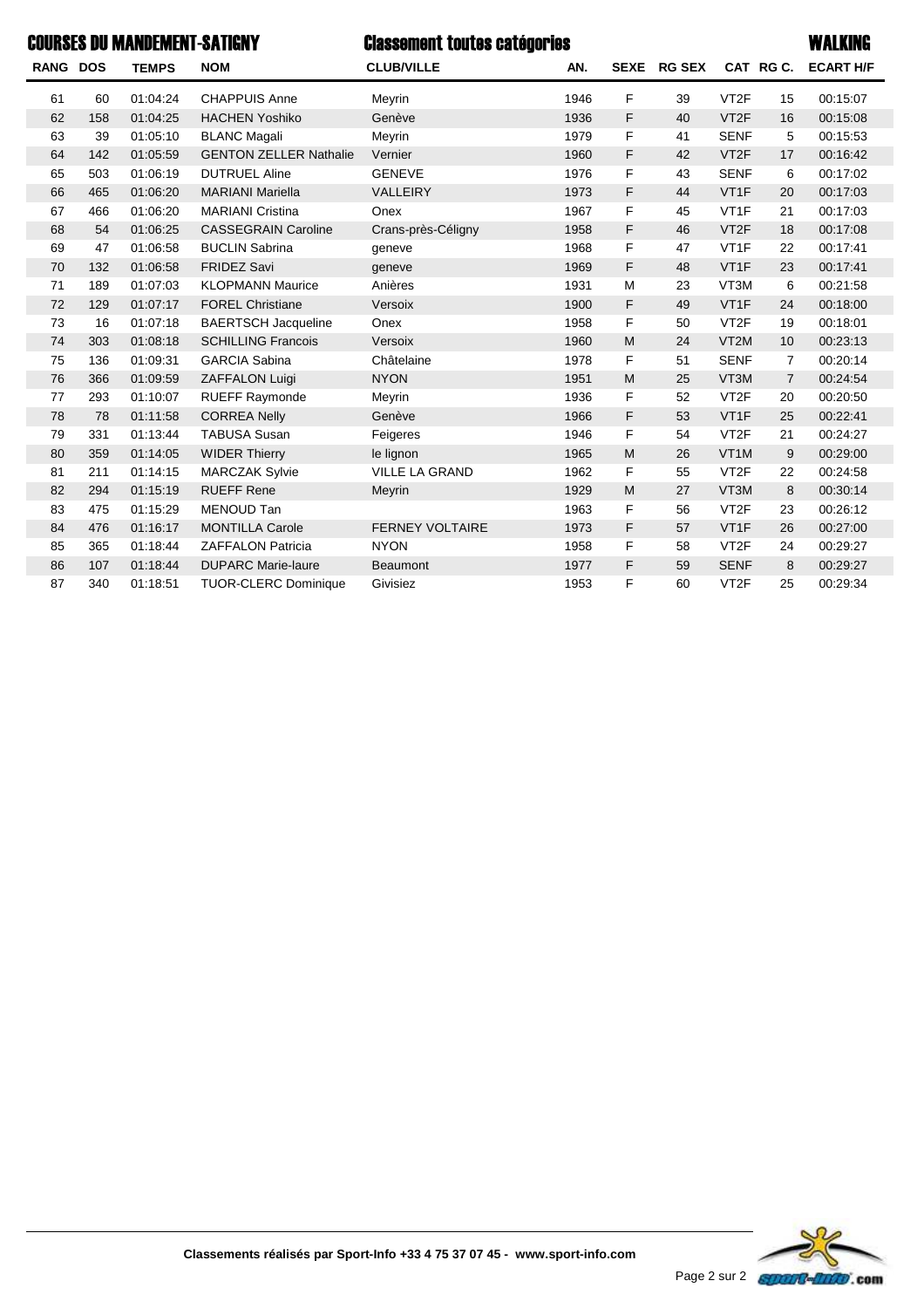**COURSES DU MANDEMENT-SATIGNY** **Classement toutes catégories** **WALKING**

| RANG | DOS | TEMPS | NOM | CLUB/VILLE | AN. | SEXE | RG SEX | CAT | RG C. | ECART H/F |
|---|---|---|---|---|---|---|---|---|---|---|
| 61 | 60 | 01:04:24 | CHAPPUIS Anne | Meyrin | 1946 | F | 39 | VT2F | 15 | 00:15:07 |
| 62 | 158 | 01:04:25 | HACHEN Yoshiko | Genève | 1936 | F | 40 | VT2F | 16 | 00:15:08 |
| 63 | 39 | 01:05:10 | BLANC Magali | Meyrin | 1979 | F | 41 | SENF | 5 | 00:15:53 |
| 64 | 142 | 01:05:59 | GENTON ZELLER Nathalie | Vernier | 1960 | F | 42 | VT2F | 17 | 00:16:42 |
| 65 | 503 | 01:06:19 | DUTRUEL Aline | GENEVE | 1976 | F | 43 | SENF | 6 | 00:17:02 |
| 66 | 465 | 01:06:20 | MARIANI Mariella | VALLEIRY | 1973 | F | 44 | VT1F | 20 | 00:17:03 |
| 67 | 466 | 01:06:20 | MARIANI Cristina | Onex | 1967 | F | 45 | VT1F | 21 | 00:17:03 |
| 68 | 54 | 01:06:25 | CASSEGRAIN Caroline | Crans-près-Céligny | 1958 | F | 46 | VT2F | 18 | 00:17:08 |
| 69 | 47 | 01:06:58 | BUCLIN Sabrina | geneve | 1968 | F | 47 | VT1F | 22 | 00:17:41 |
| 70 | 132 | 01:06:58 | FRIDEZ Savi | geneve | 1969 | F | 48 | VT1F | 23 | 00:17:41 |
| 71 | 189 | 01:07:03 | KLOPMANN Maurice | Anières | 1931 | M | 23 | VT3M | 6 | 00:21:58 |
| 72 | 129 | 01:07:17 | FOREL Christiane | Versoix | 1900 | F | 49 | VT1F | 24 | 00:18:00 |
| 73 | 16 | 01:07:18 | BAERTSCH Jacqueline | Onex | 1958 | F | 50 | VT2F | 19 | 00:18:01 |
| 74 | 303 | 01:08:18 | SCHILLING Francois | Versoix | 1960 | M | 24 | VT2M | 10 | 00:23:13 |
| 75 | 136 | 01:09:31 | GARCIA Sabina | Châtelaine | 1978 | F | 51 | SENF | 7 | 00:20:14 |
| 76 | 366 | 01:09:59 | ZAFFALON Luigi | NYON | 1951 | M | 25 | VT3M | 7 | 00:24:54 |
| 77 | 293 | 01:10:07 | RUEFF Raymonde | Meyrin | 1936 | F | 52 | VT2F | 20 | 00:20:50 |
| 78 | 78 | 01:11:58 | CORREA Nelly | Genève | 1966 | F | 53 | VT1F | 25 | 00:22:41 |
| 79 | 331 | 01:13:44 | TABUSA Susan | Feigeres | 1946 | F | 54 | VT2F | 21 | 00:24:27 |
| 80 | 359 | 01:14:05 | WIDER Thierry | le lignon | 1965 | M | 26 | VT1M | 9 | 00:29:00 |
| 81 | 211 | 01:14:15 | MARCZAK Sylvie | VILLE LA GRAND | 1962 | F | 55 | VT2F | 22 | 00:24:58 |
| 82 | 294 | 01:15:19 | RUEFF Rene | Meyrin | 1929 | M | 27 | VT3M | 8 | 00:30:14 |
| 83 | 475 | 01:15:29 | MENOUD Tan | | 1963 | F | 56 | VT2F | 23 | 00:26:12 |
| 84 | 476 | 01:16:17 | MONTILLA Carole | FERNEY VOLTAIRE | 1973 | F | 57 | VT1F | 26 | 00:27:00 |
| 85 | 365 | 01:18:44 | ZAFFALON Patricia | NYON | 1958 | F | 58 | VT2F | 24 | 00:29:27 |
| 86 | 107 | 01:18:44 | DUPARC Marie-laure | Beaumont | 1977 | F | 59 | SENF | 8 | 00:29:27 |
| 87 | 340 | 01:18:51 | TUOR-CLERC Dominique | Givisiez | 1953 | F | 60 | VT2F | 25 | 00:29:34 |

**Classements réalisés par Sport-Info +33 4 75 37 07 45 - www.sport-info.com**